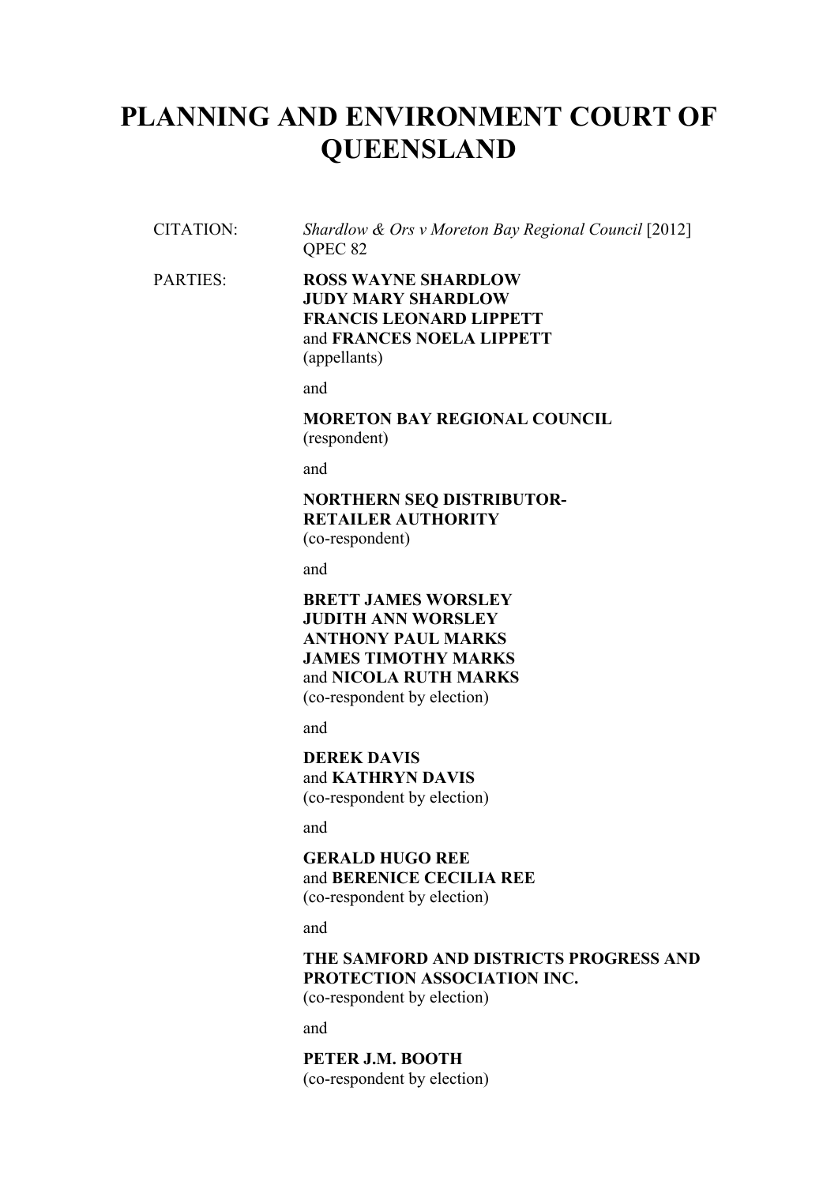# PLANNING AND ENVIRONMENT COURT OF QUEENSLAND

CITATION: *Shardlow & Ors v Moreton Bay Regional Council* [2012] QPEC 82

PARTIES: **ROSS WAYNE SHARDLOW**
**JUDY MARY SHARDLOW**
**FRANCIS LEONARD LIPPETT**
and **FRANCES NOELA LIPPETT**
(appellants)

and

**MORETON BAY REGIONAL COUNCIL**
(respondent)

and

**NORTHERN SEQ DISTRIBUTOR-RETAILER AUTHORITY**
(co-respondent)

and

**BRETT JAMES WORSLEY**
**JUDITH ANN WORSLEY**
**ANTHONY PAUL MARKS**
**JAMES TIMOTHY MARKS**
and **NICOLA RUTH MARKS**
(co-respondent by election)

and

**DEREK DAVIS**
and **KATHRYN DAVIS**
(co-respondent by election)

and

**GERALD HUGO REE**
and **BERENICE CECILIA REE**
(co-respondent by election)

and

**THE SAMFORD AND DISTRICTS PROGRESS AND PROTECTION ASSOCIATION INC.**
(co-respondent by election)

and

**PETER J.M. BOOTH**
(co-respondent by election)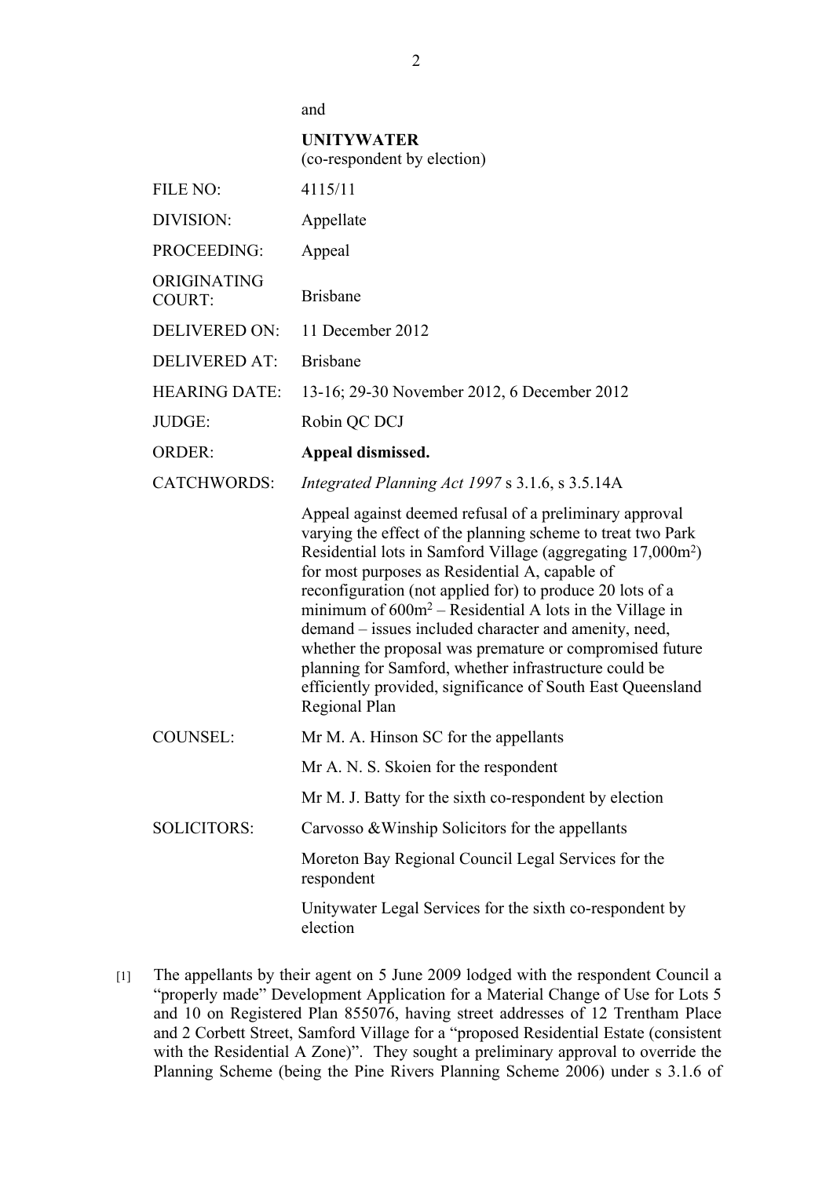and

**UNITYWATER**
(co-respondent by election)

| | |
|---|---|
| FILE NO: | 4115/11 |
| DIVISION: | Appellate |
| PROCEEDING: | Appeal |
| ORIGINATING COURT: | Brisbane |
| DELIVERED ON: | 11 December 2012 |
| DELIVERED AT: | Brisbane |
| HEARING DATE: | 13-16; 29-30 November 2012, 6 December 2012 |
| JUDGE: | Robin QC DCJ |
| ORDER: | **Appeal dismissed.** |
| CATCHWORDS: | *Integrated Planning Act 1997* s 3.1.6, s 3.5.14A |
| | Appeal against deemed refusal of a preliminary approval varying the effect of the planning scheme to treat two Park Residential lots in Samford Village (aggregating 17,000m$^2$) for most purposes as Residential A, capable of reconfiguration (not applied for) to produce 20 lots of a minimum of 600m$^2$ – Residential A lots in the Village in demand – issues included character and amenity, need, whether the proposal was premature or compromised future planning for Samford, whether infrastructure could be efficiently provided, significance of South East Queensland Regional Plan |
| COUNSEL: | Mr M. A. Hinson SC for the appellants |
| | Mr A. N. S. Skoien for the respondent |
| | Mr M. J. Batty for the sixth co-respondent by election |
| SOLICITORS: | Carvosso &Winship Solicitors for the appellants |
| | Moreton Bay Regional Council Legal Services for the respondent |
| | Unitywater Legal Services for the sixth co-respondent by election |

[1] The appellants by their agent on 5 June 2009 lodged with the respondent Council a "properly made" Development Application for a Material Change of Use for Lots 5 and 10 on Registered Plan 855076, having street addresses of 12 Trentham Place and 2 Corbett Street, Samford Village for a "proposed Residential Estate (consistent with the Residential A Zone)". They sought a preliminary approval to override the Planning Scheme (being the Pine Rivers Planning Scheme 2006) under s 3.1.6 of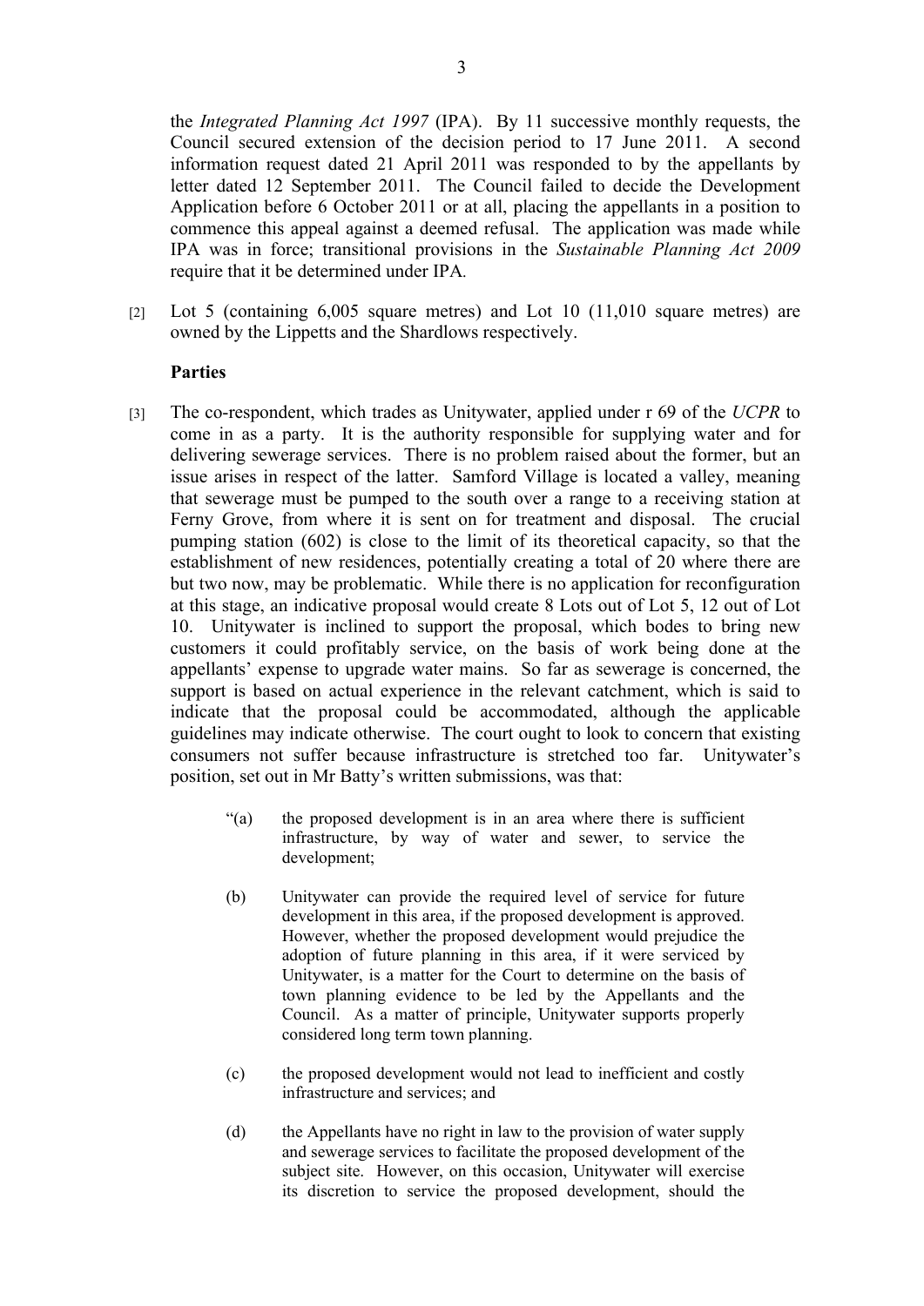the *Integrated Planning Act 1997* (IPA). By 11 successive monthly requests, the Council secured extension of the decision period to 17 June 2011. A second information request dated 21 April 2011 was responded to by the appellants by letter dated 12 September 2011. The Council failed to decide the Development Application before 6 October 2011 or at all, placing the appellants in a position to commence this appeal against a deemed refusal. The application was made while IPA was in force; transitional provisions in the *Sustainable Planning Act 2009* require that it be determined under IPA.

[2] Lot 5 (containing 6,005 square metres) and Lot 10 (11,010 square metres) are owned by the Lippetts and the Shardlows respectively.

**Parties**

[3] The co-respondent, which trades as Unitywater, applied under r 69 of the *UCPR* to come in as a party. It is the authority responsible for supplying water and for delivering sewerage services. There is no problem raised about the former, but an issue arises in respect of the latter. Samford Village is located a valley, meaning that sewerage must be pumped to the south over a range to a receiving station at Ferny Grove, from where it is sent on for treatment and disposal. The crucial pumping station (602) is close to the limit of its theoretical capacity, so that the establishment of new residences, potentially creating a total of 20 where there are but two now, may be problematic. While there is no application for reconfiguration at this stage, an indicative proposal would create 8 Lots out of Lot 5, 12 out of Lot 10. Unitywater is inclined to support the proposal, which bodes to bring new customers it could profitably service, on the basis of work being done at the appellants' expense to upgrade water mains. So far as sewerage is concerned, the support is based on actual experience in the relevant catchment, which is said to indicate that the proposal could be accommodated, although the applicable guidelines may indicate otherwise. The court ought to look to concern that existing consumers not suffer because infrastructure is stretched too far. Unitywater's position, set out in Mr Batty's written submissions, was that:

> "(a) the proposed development is in an area where there is sufficient infrastructure, by way of water and sewer, to service the development;
>
> (b) Unitywater can provide the required level of service for future development in this area, if the proposed development is approved. However, whether the proposed development would prejudice the adoption of future planning in this area, if it were serviced by Unitywater, is a matter for the Court to determine on the basis of town planning evidence to be led by the Appellants and the Council. As a matter of principle, Unitywater supports properly considered long term town planning.
>
> (c) the proposed development would not lead to inefficient and costly infrastructure and services; and
>
> (d) the Appellants have no right in law to the provision of water supply and sewerage services to facilitate the proposed development of the subject site. However, on this occasion, Unitywater will exercise its discretion to service the proposed development, should the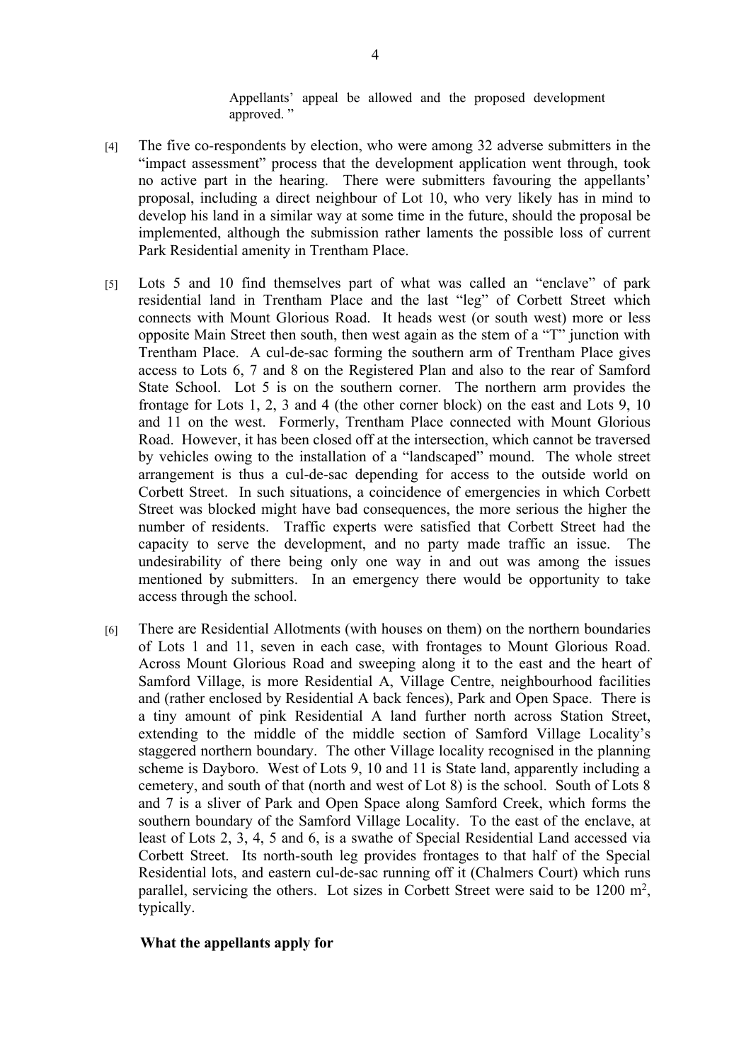Appellants' appeal be allowed and the proposed development approved. "

[4] The five co-respondents by election, who were among 32 adverse submitters in the "impact assessment" process that the development application went through, took no active part in the hearing. There were submitters favouring the appellants' proposal, including a direct neighbour of Lot 10, who very likely has in mind to develop his land in a similar way at some time in the future, should the proposal be implemented, although the submission rather laments the possible loss of current Park Residential amenity in Trentham Place.

[5] Lots 5 and 10 find themselves part of what was called an "enclave" of park residential land in Trentham Place and the last "leg" of Corbett Street which connects with Mount Glorious Road. It heads west (or south west) more or less opposite Main Street then south, then west again as the stem of a "T" junction with Trentham Place. A cul-de-sac forming the southern arm of Trentham Place gives access to Lots 6, 7 and 8 on the Registered Plan and also to the rear of Samford State School. Lot 5 is on the southern corner. The northern arm provides the frontage for Lots 1, 2, 3 and 4 (the other corner block) on the east and Lots 9, 10 and 11 on the west. Formerly, Trentham Place connected with Mount Glorious Road. However, it has been closed off at the intersection, which cannot be traversed by vehicles owing to the installation of a "landscaped" mound. The whole street arrangement is thus a cul-de-sac depending for access to the outside world on Corbett Street. In such situations, a coincidence of emergencies in which Corbett Street was blocked might have bad consequences, the more serious the higher the number of residents. Traffic experts were satisfied that Corbett Street had the capacity to serve the development, and no party made traffic an issue. The undesirability of there being only one way in and out was among the issues mentioned by submitters. In an emergency there would be opportunity to take access through the school.

[6] There are Residential Allotments (with houses on them) on the northern boundaries of Lots 1 and 11, seven in each case, with frontages to Mount Glorious Road. Across Mount Glorious Road and sweeping along it to the east and the heart of Samford Village, is more Residential A, Village Centre, neighbourhood facilities and (rather enclosed by Residential A back fences), Park and Open Space. There is a tiny amount of pink Residential A land further north across Station Street, extending to the middle of the middle section of Samford Village Locality's staggered northern boundary. The other Village locality recognised in the planning scheme is Dayboro. West of Lots 9, 10 and 11 is State land, apparently including a cemetery, and south of that (north and west of Lot 8) is the school. South of Lots 8 and 7 is a sliver of Park and Open Space along Samford Creek, which forms the southern boundary of the Samford Village Locality. To the east of the enclave, at least of Lots 2, 3, 4, 5 and 6, is a swathe of Special Residential Land accessed via Corbett Street. Its north-south leg provides frontages to that half of the Special Residential lots, and eastern cul-de-sac running off it (Chalmers Court) which runs parallel, servicing the others. Lot sizes in Corbett Street were said to be 1200 $m^2$, typically.

## What the appellants apply for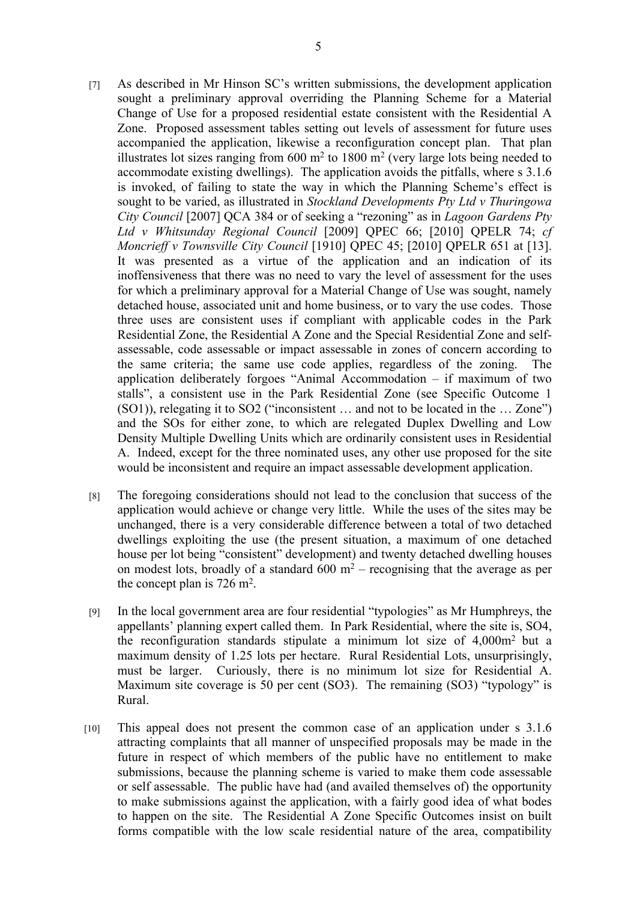[7] As described in Mr Hinson SC's written submissions, the development application sought a preliminary approval overriding the Planning Scheme for a Material Change of Use for a proposed residential estate consistent with the Residential A Zone. Proposed assessment tables setting out levels of assessment for future uses accompanied the application, likewise a reconfiguration concept plan. That plan illustrates lot sizes ranging from 600 m$^2$ to 1800 m$^2$ (very large lots being needed to accommodate existing dwellings). The application avoids the pitfalls, where s 3.1.6 is invoked, of failing to state the way in which the Planning Scheme's effect is sought to be varied, as illustrated in *Stockland Developments Pty Ltd v Thuringowa City Council* [2007] QCA 384 or of seeking a "rezoning" as in *Lagoon Gardens Pty Ltd v Whitsunday Regional Council* [2009] QPEC 66; [2010] QPELR 74; *cf Moncrieff v Townsville City Council* [1910] QPEC 45; [2010] QPELR 651 at [13]. It was presented as a virtue of the application and an indication of its inoffensiveness that there was no need to vary the level of assessment for the uses for which a preliminary approval for a Material Change of Use was sought, namely detached house, associated unit and home business, or to vary the use codes. Those three uses are consistent uses if compliant with applicable codes in the Park Residential Zone, the Residential A Zone and the Special Residential Zone and self-assessable, code assessable or impact assessable in zones of concern according to the same criteria; the same use code applies, regardless of the zoning. The application deliberately forgoes "Animal Accommodation – if maximum of two stalls", a consistent use in the Park Residential Zone (see Specific Outcome 1 (SO1)), relegating it to SO2 ("inconsistent … and not to be located in the … Zone") and the SOs for either zone, to which are relegated Duplex Dwelling and Low Density Multiple Dwelling Units which are ordinarily consistent uses in Residential A. Indeed, except for the three nominated uses, any other use proposed for the site would be inconsistent and require an impact assessable development application.

[8] The foregoing considerations should not lead to the conclusion that success of the application would achieve or change very little. While the uses of the sites may be unchanged, there is a very considerable difference between a total of two detached dwellings exploiting the use (the present situation, a maximum of one detached house per lot being "consistent" development) and twenty detached dwelling houses on modest lots, broadly of a standard 600 m$^2$ – recognising that the average as per the concept plan is 726 m$^2$.

[9] In the local government area are four residential "typologies" as Mr Humphreys, the appellants' planning expert called them. In Park Residential, where the site is, SO4, the reconfiguration standards stipulate a minimum lot size of 4,000m$^2$ but a maximum density of 1.25 lots per hectare. Rural Residential Lots, unsurprisingly, must be larger. Curiously, there is no minimum lot size for Residential A. Maximum site coverage is 50 per cent (SO3). The remaining (SO3) "typology" is Rural.

[10] This appeal does not present the common case of an application under s 3.1.6 attracting complaints that all manner of unspecified proposals may be made in the future in respect of which members of the public have no entitlement to make submissions, because the planning scheme is varied to make them code assessable or self assessable. The public have had (and availed themselves of) the opportunity to make submissions against the application, with a fairly good idea of what bodes to happen on the site. The Residential A Zone Specific Outcomes insist on built forms compatible with the low scale residential nature of the area, compatibility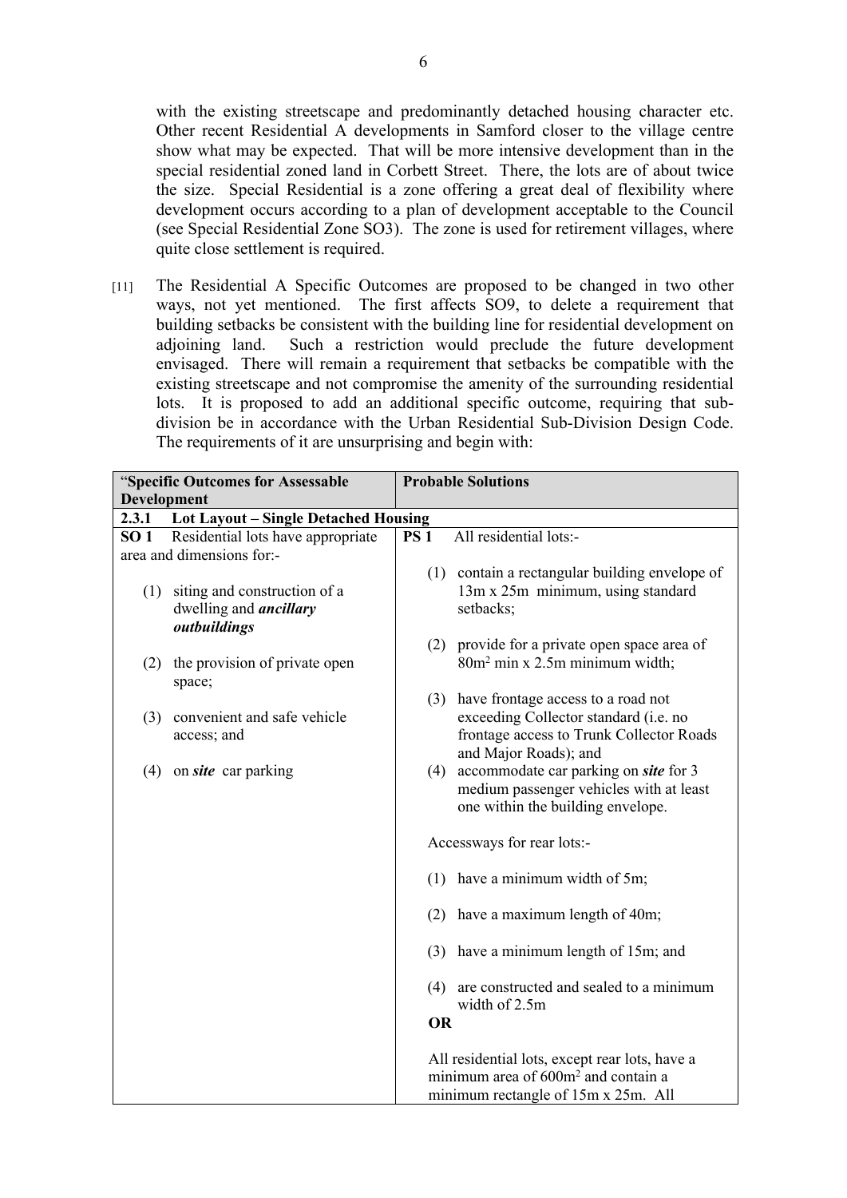with the existing streetscape and predominantly detached housing character etc. Other recent Residential A developments in Samford closer to the village centre show what may be expected. That will be more intensive development than in the special residential zoned land in Corbett Street. There, the lots are of about twice the size. Special Residential is a zone offering a great deal of flexibility where development occurs according to a plan of development acceptable to the Council (see Special Residential Zone SO3). The zone is used for retirement villages, where quite close settlement is required.

[11] The Residential A Specific Outcomes are proposed to be changed in two other ways, not yet mentioned. The first affects SO9, to delete a requirement that building setbacks be consistent with the building line for residential development on adjoining land. Such a restriction would preclude the future development envisaged. There will remain a requirement that setbacks be compatible with the existing streetscape and not compromise the amenity of the surrounding residential lots. It is proposed to add an additional specific outcome, requiring that sub-division be in accordance with the Urban Residential Sub-Division Design Code. The requirements of it are unsurprising and begin with:

| "**Specific Outcomes for Assessable Development** | **Probable Solutions** |
|---|---|
| **2.3.1 Lot Layout – Single Detached Housing** | |
| **SO 1** Residential lots have appropriate area and dimensions for:-<br><br>(1) siting and construction of a dwelling and ***ancillary outbuildings***<br><br>(2) the provision of private open space;<br><br>(3) convenient and safe vehicle access; and<br><br>(4) on ***site*** car parking | **PS 1** All residential lots:-<br><br>(1) contain a rectangular building envelope of 13m x 25m minimum, using standard setbacks;<br><br>(2) provide for a private open space area of $80m^2$ min x 2.5m minimum width;<br><br>(3) have frontage access to a road not exceeding Collector standard (i.e. no frontage access to Trunk Collector Roads and Major Roads); and<br><br>(4) accommodate car parking on ***site*** for 3 medium passenger vehicles with at least one within the building envelope.<br><br>Accessways for rear lots:-<br><br>(1) have a minimum width of 5m;<br><br>(2) have a maximum length of 40m;<br><br>(3) have a minimum length of 15m; and<br><br>(4) are constructed and sealed to a minimum width of 2.5m<br><br>**OR**<br><br>All residential lots, except rear lots, have a minimum area of $600m^2$ and contain a minimum rectangle of 15m x 25m. All |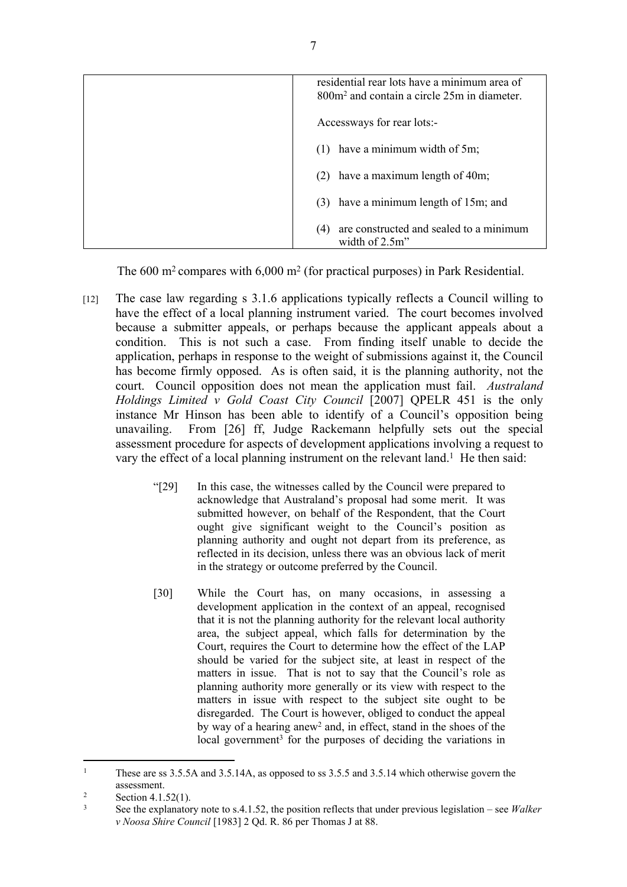| | residential rear lots have a minimum area of 800m² and contain a circle 25m in diameter.<br><br>Accessways for rear lots:-<br><br>(1) have a minimum width of 5m;<br><br>(2) have a maximum length of 40m;<br><br>(3) have a minimum length of 15m; and<br><br>(4) are constructed and sealed to a minimum width of 2.5m" |
|---|---|

The 600 m² compares with 6,000 m² (for practical purposes) in Park Residential.

[12] The case law regarding s 3.1.6 applications typically reflects a Council willing to have the effect of a local planning instrument varied. The court becomes involved because a submitter appeals, or perhaps because the applicant appeals about a condition. This is not such a case. From finding itself unable to decide the application, perhaps in response to the weight of submissions against it, the Council has become firmly opposed. As is often said, it is the planning authority, not the court. Council opposition does not mean the application must fail. *Australand Holdings Limited v Gold Coast City Council* [2007] QPELR 451 is the only instance Mr Hinson has been able to identify of a Council's opposition being unavailing. From [26] ff, Judge Rackemann helpfully sets out the special assessment procedure for aspects of development applications involving a request to vary the effect of a local planning instrument on the relevant land.[1] He then said:

> "[29] In this case, the witnesses called by the Council were prepared to acknowledge that Australand's proposal had some merit. It was submitted however, on behalf of the Respondent, that the Court ought give significant weight to the Council's position as planning authority and ought not depart from its preference, as reflected in its decision, unless there was an obvious lack of merit in the strategy or outcome preferred by the Council.
>
> [30] While the Court has, on many occasions, in assessing a development application in the context of an appeal, recognised that it is not the planning authority for the relevant local authority area, the subject appeal, which falls for determination by the Court, requires the Court to determine how the effect of the LAP should be varied for the subject site, at least in respect of the matters in issue. That is not to say that the Council's role as planning authority more generally or its view with respect to the matters in issue with respect to the subject site ought to be disregarded. The Court is however, obliged to conduct the appeal by way of a hearing anew[2] and, in effect, stand in the shoes of the local government[3] for the purposes of deciding the variations in

---

[1] These are ss 3.5.5A and 3.5.14A, as opposed to ss 3.5.5 and 3.5.14 which otherwise govern the assessment.

[2] Section 4.1.52(1).

[3] See the explanatory note to s.4.1.52, the position reflects that under previous legislation – see *Walker v Noosa Shire Council* [1983] 2 Qd. R. 86 per Thomas J at 88.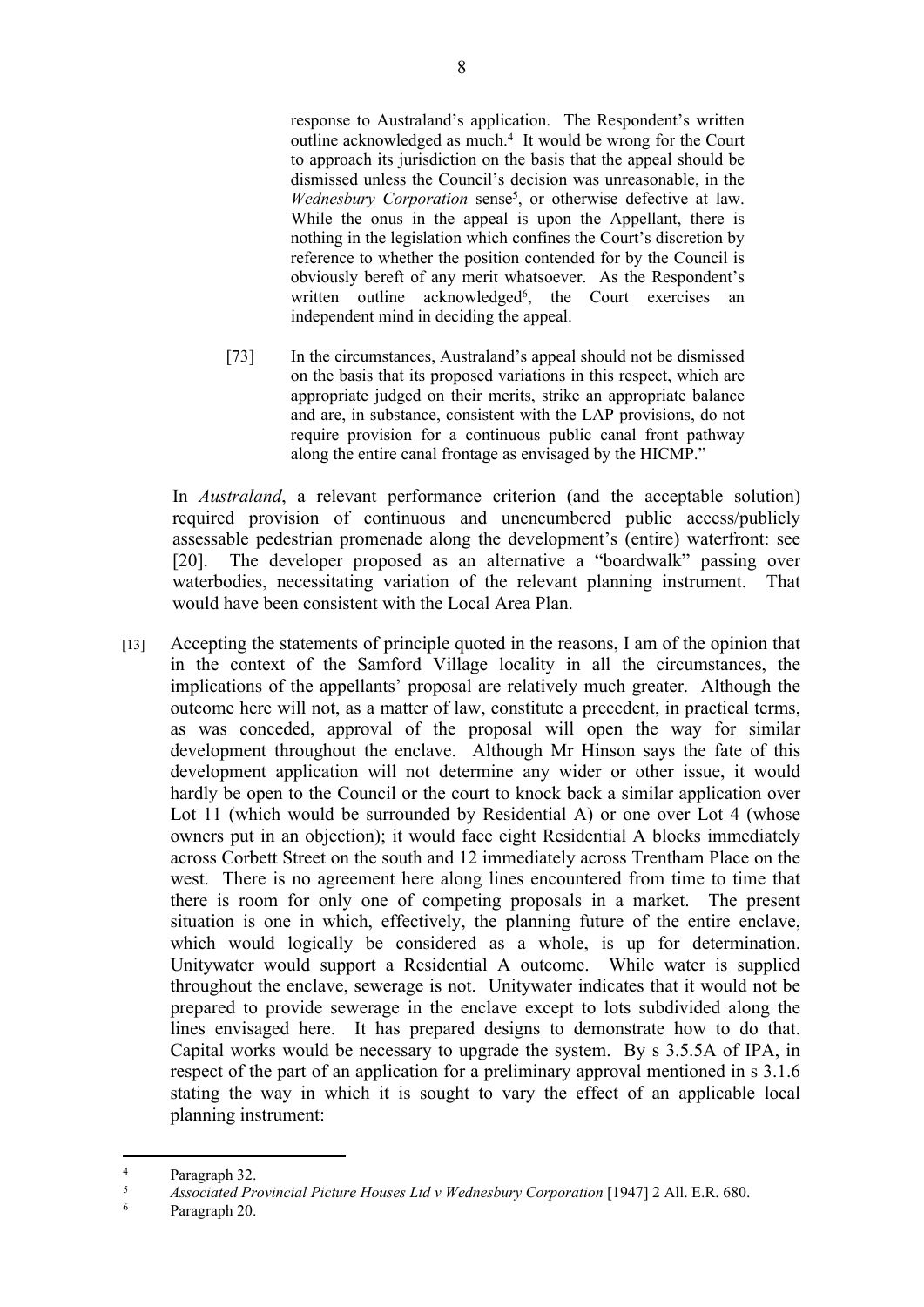> response to Australand's application. The Respondent's written outline acknowledged as much.[4] It would be wrong for the Court to approach its jurisdiction on the basis that the appeal should be dismissed unless the Council's decision was unreasonable, in the *Wednesbury Corporation* sense[5], or otherwise defective at law. While the onus in the appeal is upon the Appellant, there is nothing in the legislation which confines the Court's discretion by reference to whether the position contended for by the Council is obviously bereft of any merit whatsoever. As the Respondent's written outline acknowledged[6], the Court exercises an independent mind in deciding the appeal.
>
> [73] In the circumstances, Australand's appeal should not be dismissed on the basis that its proposed variations in this respect, which are appropriate judged on their merits, strike an appropriate balance and are, in substance, consistent with the LAP provisions, do not require provision for a continuous public canal front pathway along the entire canal frontage as envisaged by the HICMP."

In *Australand*, a relevant performance criterion (and the acceptable solution) required provision of continuous and unencumbered public access/publicly assessable pedestrian promenade along the development's (entire) waterfront: see [20]. The developer proposed as an alternative a "boardwalk" passing over waterbodies, necessitating variation of the relevant planning instrument. That would have been consistent with the Local Area Plan.

[13] Accepting the statements of principle quoted in the reasons, I am of the opinion that in the context of the Samford Village locality in all the circumstances, the implications of the appellants' proposal are relatively much greater. Although the outcome here will not, as a matter of law, constitute a precedent, in practical terms, as was conceded, approval of the proposal will open the way for similar development throughout the enclave. Although Mr Hinson says the fate of this development application will not determine any wider or other issue, it would hardly be open to the Council or the court to knock back a similar application over Lot 11 (which would be surrounded by Residential A) or one over Lot 4 (whose owners put in an objection); it would face eight Residential A blocks immediately across Corbett Street on the south and 12 immediately across Trentham Place on the west. There is no agreement here along lines encountered from time to time that there is room for only one of competing proposals in a market. The present situation is one in which, effectively, the planning future of the entire enclave, which would logically be considered as a whole, is up for determination. Unitywater would support a Residential A outcome. While water is supplied throughout the enclave, sewerage is not. Unitywater indicates that it would not be prepared to provide sewerage in the enclave except to lots subdivided along the lines envisaged here. It has prepared designs to demonstrate how to do that. Capital works would be necessary to upgrade the system. By s 3.5.5A of IPA, in respect of the part of an application for a preliminary approval mentioned in s 3.1.6 stating the way in which it is sought to vary the effect of an applicable local planning instrument:

---

[4] Paragraph 32.

[5] *Associated Provincial Picture Houses Ltd v Wednesbury Corporation* [1947] 2 All. E.R. 680.

[6] Paragraph 20.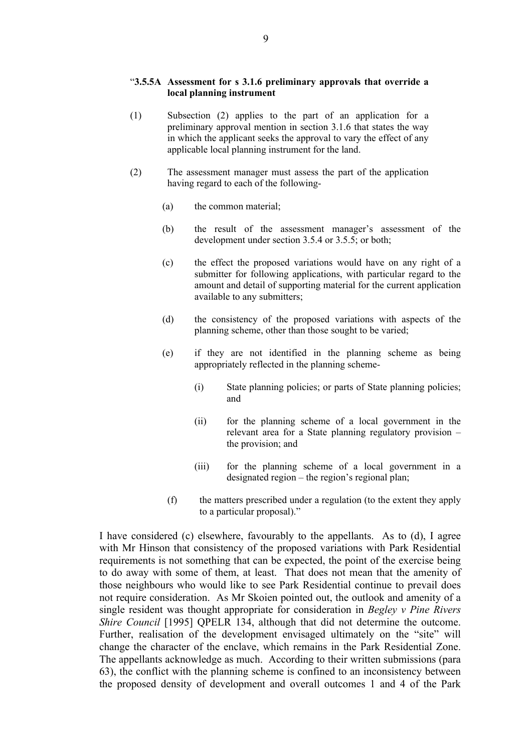"**3.5.5A Assessment for s 3.1.6 preliminary approvals that override a local planning instrument**

(1) Subsection (2) applies to the part of an application for a preliminary approval mention in section 3.1.6 that states the way in which the applicant seeks the approval to vary the effect of any applicable local planning instrument for the land.

(2) The assessment manager must assess the part of the application having regard to each of the following-

  (a) the common material;

  (b) the result of the assessment manager's assessment of the development under section 3.5.4 or 3.5.5; or both;

  (c) the effect the proposed variations would have on any right of a submitter for following applications, with particular regard to the amount and detail of supporting material for the current application available to any submitters;

  (d) the consistency of the proposed variations with aspects of the planning scheme, other than those sought to be varied;

  (e) if they are not identified in the planning scheme as being appropriately reflected in the planning scheme-

    (i) State planning policies; or parts of State planning policies; and

    (ii) for the planning scheme of a local government in the relevant area for a State planning regulatory provision – the provision; and

    (iii) for the planning scheme of a local government in a designated region – the region's regional plan;

  (f) the matters prescribed under a regulation (to the extent they apply to a particular proposal)."

I have considered (c) elsewhere, favourably to the appellants. As to (d), I agree with Mr Hinson that consistency of the proposed variations with Park Residential requirements is not something that can be expected, the point of the exercise being to do away with some of them, at least. That does not mean that the amenity of those neighbours who would like to see Park Residential continue to prevail does not require consideration. As Mr Skoien pointed out, the outlook and amenity of a single resident was thought appropriate for consideration in *Begley v Pine Rivers Shire Council* [1995] QPELR 134, although that did not determine the outcome. Further, realisation of the development envisaged ultimately on the "site" will change the character of the enclave, which remains in the Park Residential Zone. The appellants acknowledge as much. According to their written submissions (para 63), the conflict with the planning scheme is confined to an inconsistency between the proposed density of development and overall outcomes 1 and 4 of the Park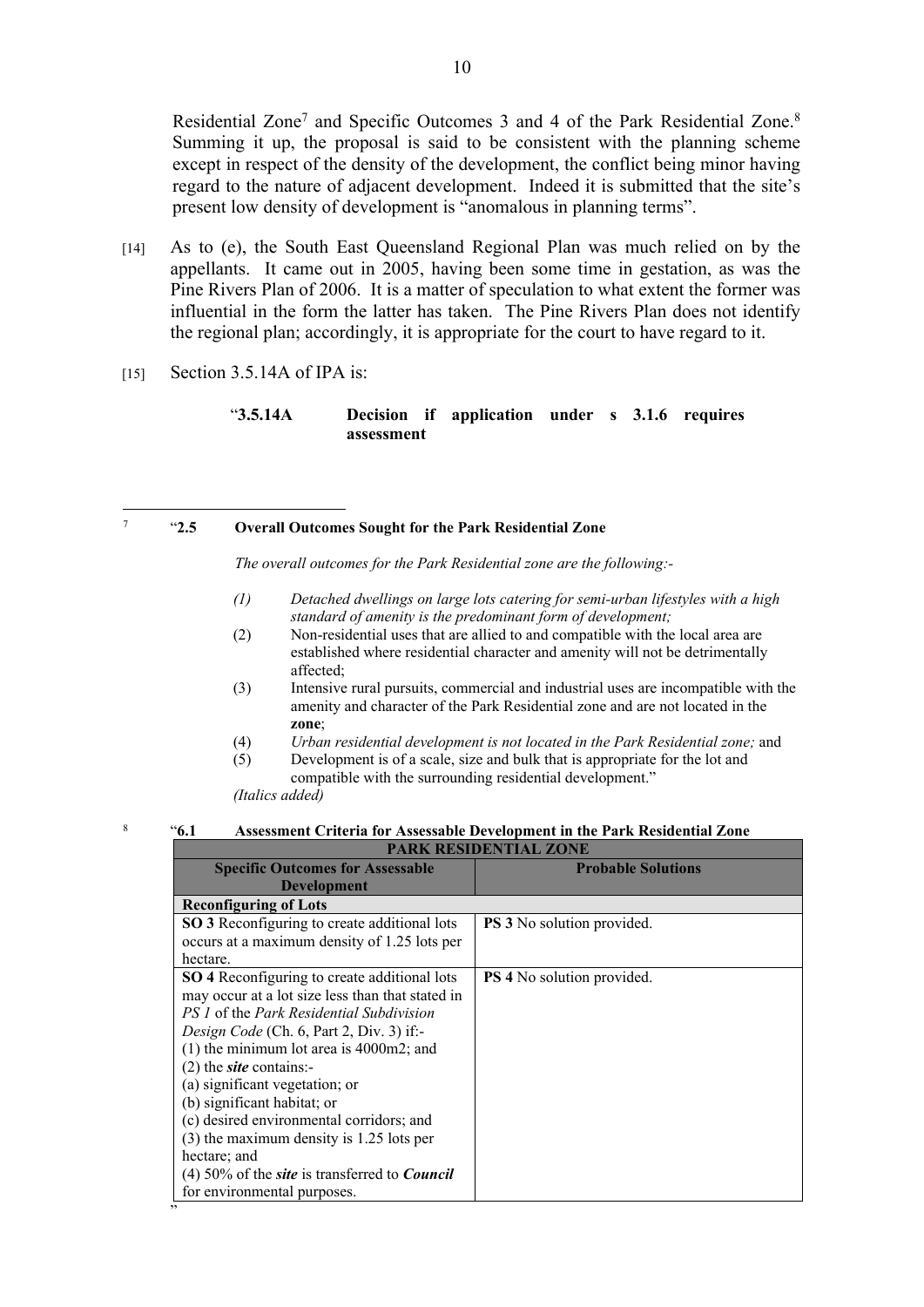Residential Zone[7] and Specific Outcomes 3 and 4 of the Park Residential Zone.[8] Summing it up, the proposal is said to be consistent with the planning scheme except in respect of the density of the development, the conflict being minor having regard to the nature of adjacent development. Indeed it is submitted that the site's present low density of development is "anomalous in planning terms".

[14] As to (e), the South East Queensland Regional Plan was much relied on by the appellants. It came out in 2005, having been some time in gestation, as was the Pine Rivers Plan of 2006. It is a matter of speculation to what extent the former was influential in the form the latter has taken. The Pine Rivers Plan does not identify the regional plan; accordingly, it is appropriate for the court to have regard to it.

[15] Section 3.5.14A of IPA is:

> "**3.5.14A Decision if application under s 3.1.6 requires assessment**

---

[7] "**2.5 Overall Outcomes Sought for the Park Residential Zone**

*The overall outcomes for the Park Residential zone are the following:-*

*(1) Detached dwellings on large lots catering for semi-urban lifestyles with a high standard of amenity is the predominant form of development;*

(2) Non-residential uses that are allied to and compatible with the local area are established where residential character and amenity will not be detrimentally affected;

(3) Intensive rural pursuits, commercial and industrial uses are incompatible with the amenity and character of the Park Residential zone and are not located in the **zone**;

(4) *Urban residential development is not located in the Park Residential zone;* and

(5) Development is of a scale, size and bulk that is appropriate for the lot and compatible with the surrounding residential development."

*(Italics added)*

[8] "**6.1 Assessment Criteria for Assessable Development in the Park Residential Zone**

| **PARK RESIDENTIAL ZONE** | |
|---|---|
| **Specific Outcomes for Assessable Development** | **Probable Solutions** |
| **Reconfiguring of Lots** | |
| **SO 3** Reconfiguring to create additional lots occurs at a maximum density of 1.25 lots per hectare. | **PS 3** No solution provided. |
| **SO 4** Reconfiguring to create additional lots may occur at a lot size less than that stated in *PS 1* of the *Park Residential Subdivision Design Code* (Ch. 6, Part 2, Div. 3) if:- (1) the minimum lot area is 4000m2; and (2) the ***site*** contains:- (a) significant vegetation; or (b) significant habitat; or (c) desired environmental corridors; and (3) the maximum density is 1.25 lots per hectare; and (4) 50% of the ***site*** is transferred to ***Council*** for environmental purposes. | **PS 4** No solution provided. |

"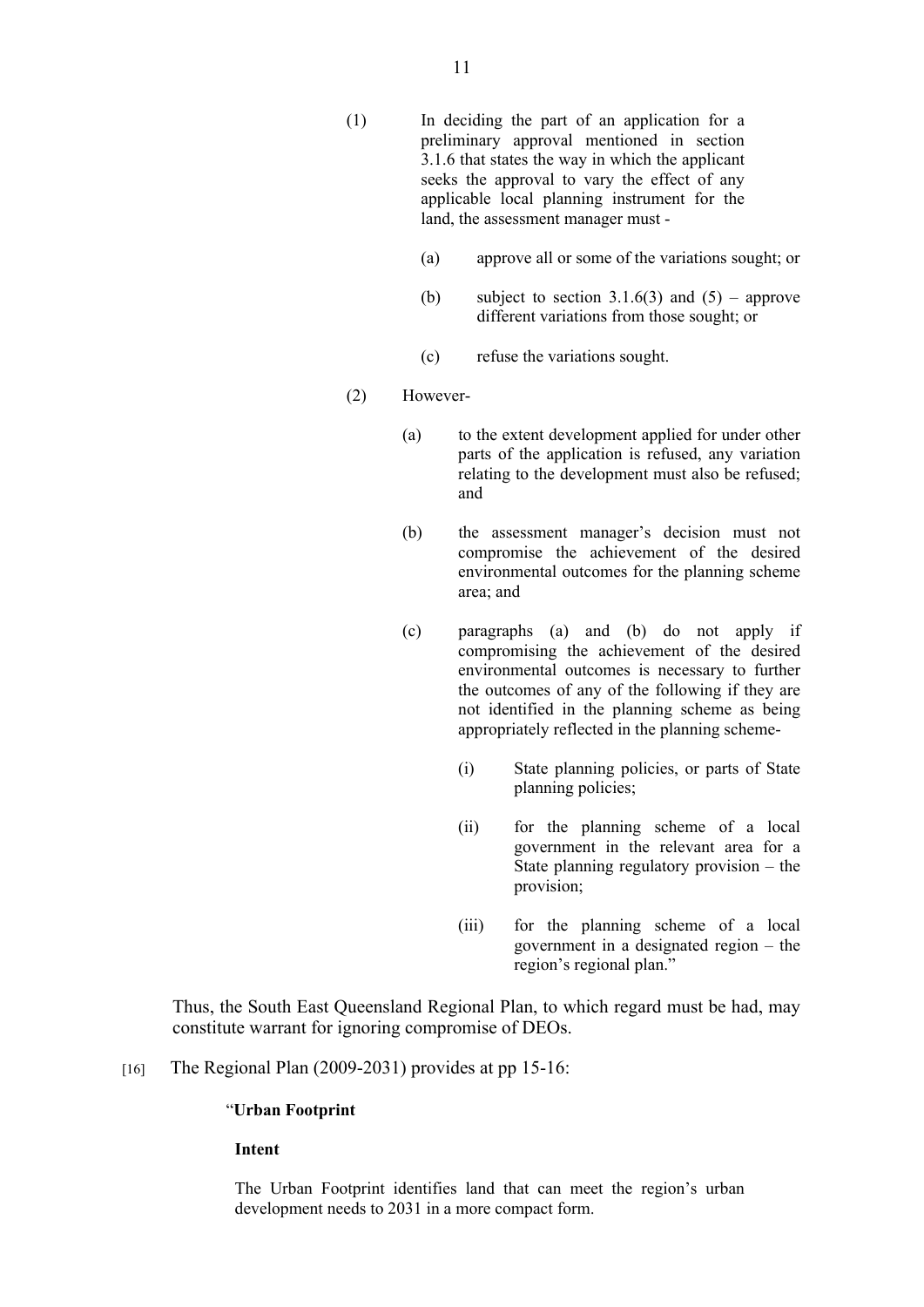> (1) In deciding the part of an application for a preliminary approval mentioned in section 3.1.6 that states the way in which the applicant seeks the approval to vary the effect of any applicable local planning instrument for the land, the assessment manager must -
>
> (a) approve all or some of the variations sought; or
>
> (b) subject to section 3.1.6(3) and (5) – approve different variations from those sought; or
>
> (c) refuse the variations sought.
>
> (2) However-
>
> (a) to the extent development applied for under other parts of the application is refused, any variation relating to the development must also be refused; and
>
> (b) the assessment manager's decision must not compromise the achievement of the desired environmental outcomes for the planning scheme area; and
>
> (c) paragraphs (a) and (b) do not apply if compromising the achievement of the desired environmental outcomes is necessary to further the outcomes of any of the following if they are not identified in the planning scheme as being appropriately reflected in the planning scheme-
>
> (i) State planning policies, or parts of State planning policies;
>
> (ii) for the planning scheme of a local government in the relevant area for a State planning regulatory provision – the provision;
>
> (iii) for the planning scheme of a local government in a designated region – the region's regional plan."

Thus, the South East Queensland Regional Plan, to which regard must be had, may constitute warrant for ignoring compromise of DEOs.

[16] The Regional Plan (2009-2031) provides at pp 15-16:

> "**Urban Footprint**
>
> **Intent**
>
> The Urban Footprint identifies land that can meet the region's urban development needs to 2031 in a more compact form.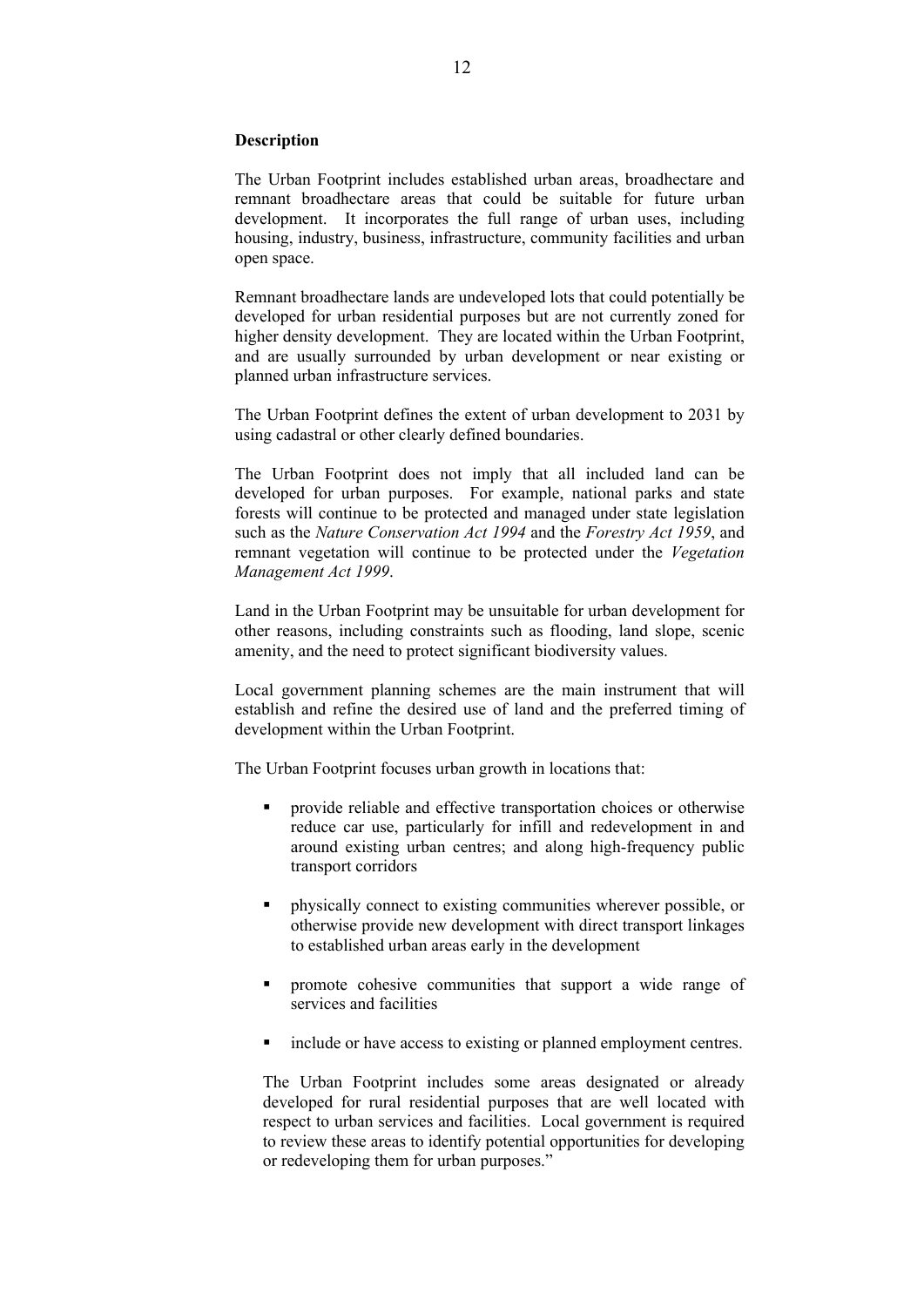**Description**

The Urban Footprint includes established urban areas, broadhectare and remnant broadhectare areas that could be suitable for future urban development. It incorporates the full range of urban uses, including housing, industry, business, infrastructure, community facilities and urban open space.

Remnant broadhectare lands are undeveloped lots that could potentially be developed for urban residential purposes but are not currently zoned for higher density development. They are located within the Urban Footprint, and are usually surrounded by urban development or near existing or planned urban infrastructure services.

The Urban Footprint defines the extent of urban development to 2031 by using cadastral or other clearly defined boundaries.

The Urban Footprint does not imply that all included land can be developed for urban purposes. For example, national parks and state forests will continue to be protected and managed under state legislation such as the *Nature Conservation Act 1994* and the *Forestry Act 1959*, and remnant vegetation will continue to be protected under the *Vegetation Management Act 1999*.

Land in the Urban Footprint may be unsuitable for urban development for other reasons, including constraints such as flooding, land slope, scenic amenity, and the need to protect significant biodiversity values.

Local government planning schemes are the main instrument that will establish and refine the desired use of land and the preferred timing of development within the Urban Footprint.

The Urban Footprint focuses urban growth in locations that:

- provide reliable and effective transportation choices or otherwise reduce car use, particularly for infill and redevelopment in and around existing urban centres; and along high-frequency public transport corridors
- physically connect to existing communities wherever possible, or otherwise provide new development with direct transport linkages to established urban areas early in the development
- promote cohesive communities that support a wide range of services and facilities
- include or have access to existing or planned employment centres.

The Urban Footprint includes some areas designated or already developed for rural residential purposes that are well located with respect to urban services and facilities. Local government is required to review these areas to identify potential opportunities for developing or redeveloping them for urban purposes."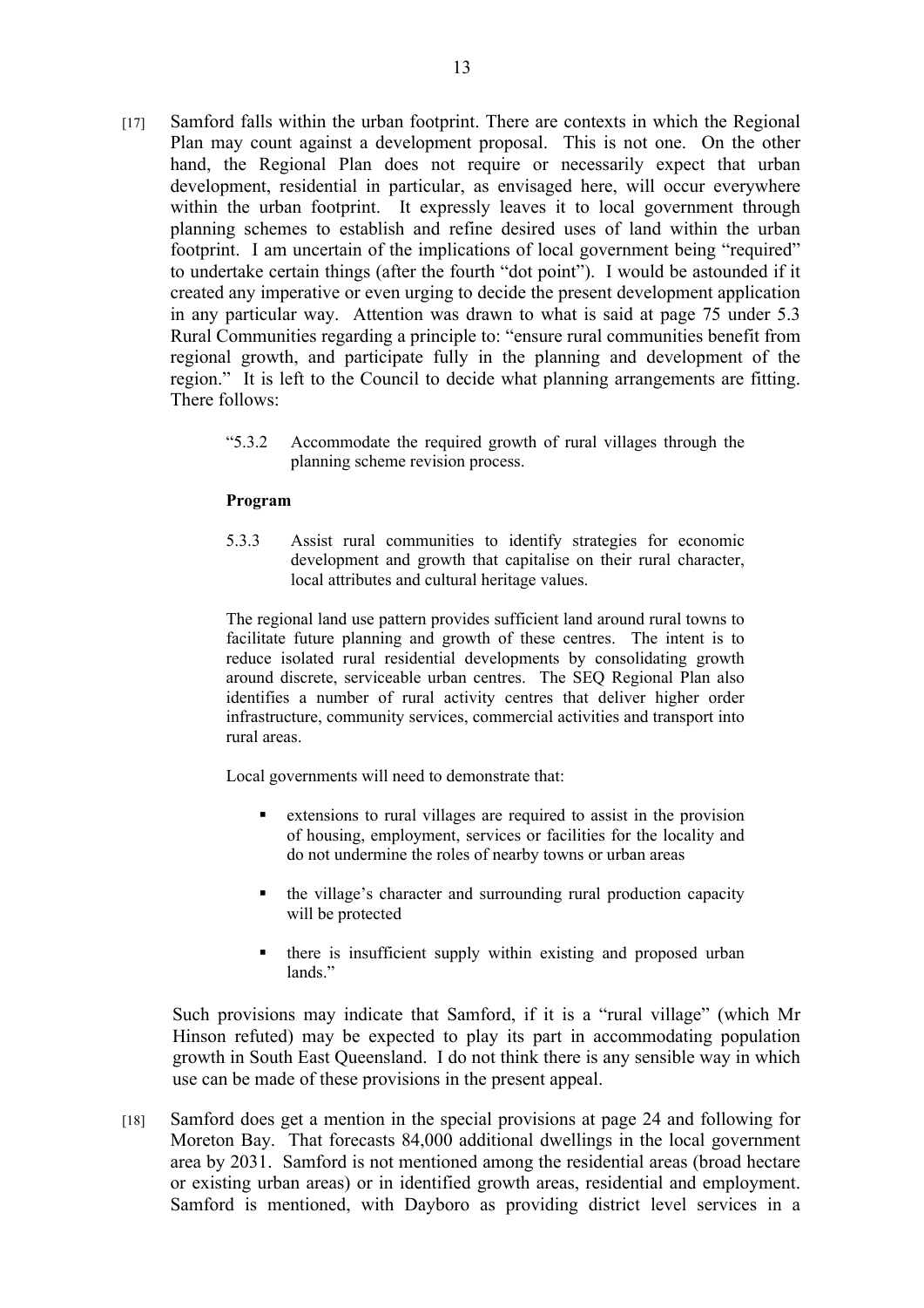[17] Samford falls within the urban footprint. There are contexts in which the Regional Plan may count against a development proposal. This is not one. On the other hand, the Regional Plan does not require or necessarily expect that urban development, residential in particular, as envisaged here, will occur everywhere within the urban footprint. It expressly leaves it to local government through planning schemes to establish and refine desired uses of land within the urban footprint. I am uncertain of the implications of local government being "required" to undertake certain things (after the fourth "dot point"). I would be astounded if it created any imperative or even urging to decide the present development application in any particular way. Attention was drawn to what is said at page 75 under 5.3 Rural Communities regarding a principle to: "ensure rural communities benefit from regional growth, and participate fully in the planning and development of the region." It is left to the Council to decide what planning arrangements are fitting. There follows:

> "5.3.2 Accommodate the required growth of rural villages through the planning scheme revision process.
>
> **Program**
>
> 5.3.3 Assist rural communities to identify strategies for economic development and growth that capitalise on their rural character, local attributes and cultural heritage values.
>
> The regional land use pattern provides sufficient land around rural towns to facilitate future planning and growth of these centres. The intent is to reduce isolated rural residential developments by consolidating growth around discrete, serviceable urban centres. The SEQ Regional Plan also identifies a number of rural activity centres that deliver higher order infrastructure, community services, commercial activities and transport into rural areas.
>
> Local governments will need to demonstrate that:
>
> - extensions to rural villages are required to assist in the provision of housing, employment, services or facilities for the locality and do not undermine the roles of nearby towns or urban areas
> - the village's character and surrounding rural production capacity will be protected
> - there is insufficient supply within existing and proposed urban lands."

Such provisions may indicate that Samford, if it is a "rural village" (which Mr Hinson refuted) may be expected to play its part in accommodating population growth in South East Queensland. I do not think there is any sensible way in which use can be made of these provisions in the present appeal.

[18] Samford does get a mention in the special provisions at page 24 and following for Moreton Bay. That forecasts 84,000 additional dwellings in the local government area by 2031. Samford is not mentioned among the residential areas (broad hectare or existing urban areas) or in identified growth areas, residential and employment. Samford is mentioned, with Dayboro as providing district level services in a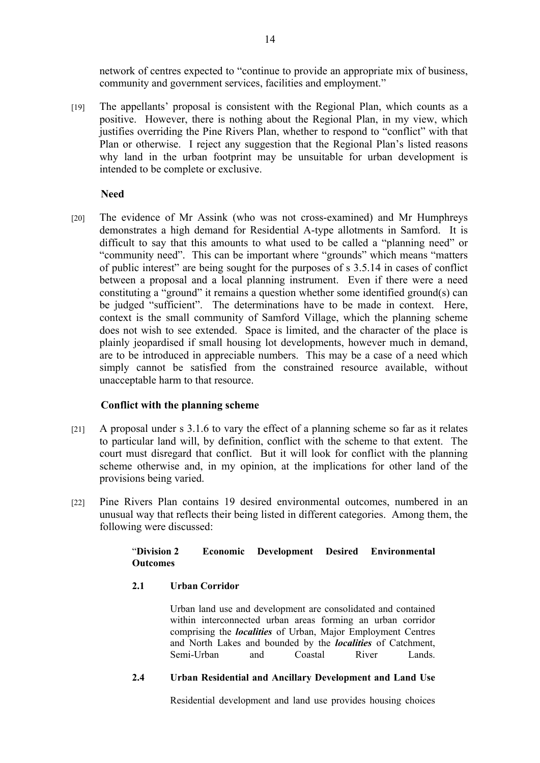network of centres expected to "continue to provide an appropriate mix of business, community and government services, facilities and employment."

[19] The appellants' proposal is consistent with the Regional Plan, which counts as a positive. However, there is nothing about the Regional Plan, in my view, which justifies overriding the Pine Rivers Plan, whether to respond to "conflict" with that Plan or otherwise. I reject any suggestion that the Regional Plan's listed reasons why land in the urban footprint may be unsuitable for urban development is intended to be complete or exclusive.

**Need**

[20] The evidence of Mr Assink (who was not cross-examined) and Mr Humphreys demonstrates a high demand for Residential A-type allotments in Samford. It is difficult to say that this amounts to what used to be called a "planning need" or "community need". This can be important where "grounds" which means "matters of public interest" are being sought for the purposes of s 3.5.14 in cases of conflict between a proposal and a local planning instrument. Even if there were a need constituting a "ground" it remains a question whether some identified ground(s) can be judged "sufficient". The determinations have to be made in context. Here, context is the small community of Samford Village, which the planning scheme does not wish to see extended. Space is limited, and the character of the place is plainly jeopardised if small housing lot developments, however much in demand, are to be introduced in appreciable numbers. This may be a case of a need which simply cannot be satisfied from the constrained resource available, without unacceptable harm to that resource.

**Conflict with the planning scheme**

[21] A proposal under s 3.1.6 to vary the effect of a planning scheme so far as it relates to particular land will, by definition, conflict with the scheme to that extent. The court must disregard that conflict. But it will look for conflict with the planning scheme otherwise and, in my opinion, at the implications for other land of the provisions being varied.

[22] Pine Rivers Plan contains 19 desired environmental outcomes, numbered in an unusual way that reflects their being listed in different categories. Among them, the following were discussed:

> "**Division 2 Economic Development Desired Environmental Outcomes**
>
> **2.1 Urban Corridor**
>
> Urban land use and development are consolidated and contained within interconnected urban areas forming an urban corridor comprising the ***localities*** of Urban, Major Employment Centres and North Lakes and bounded by the ***localities*** of Catchment, Semi-Urban and Coastal River Lands.
>
> **2.4 Urban Residential and Ancillary Development and Land Use**
>
> Residential development and land use provides housing choices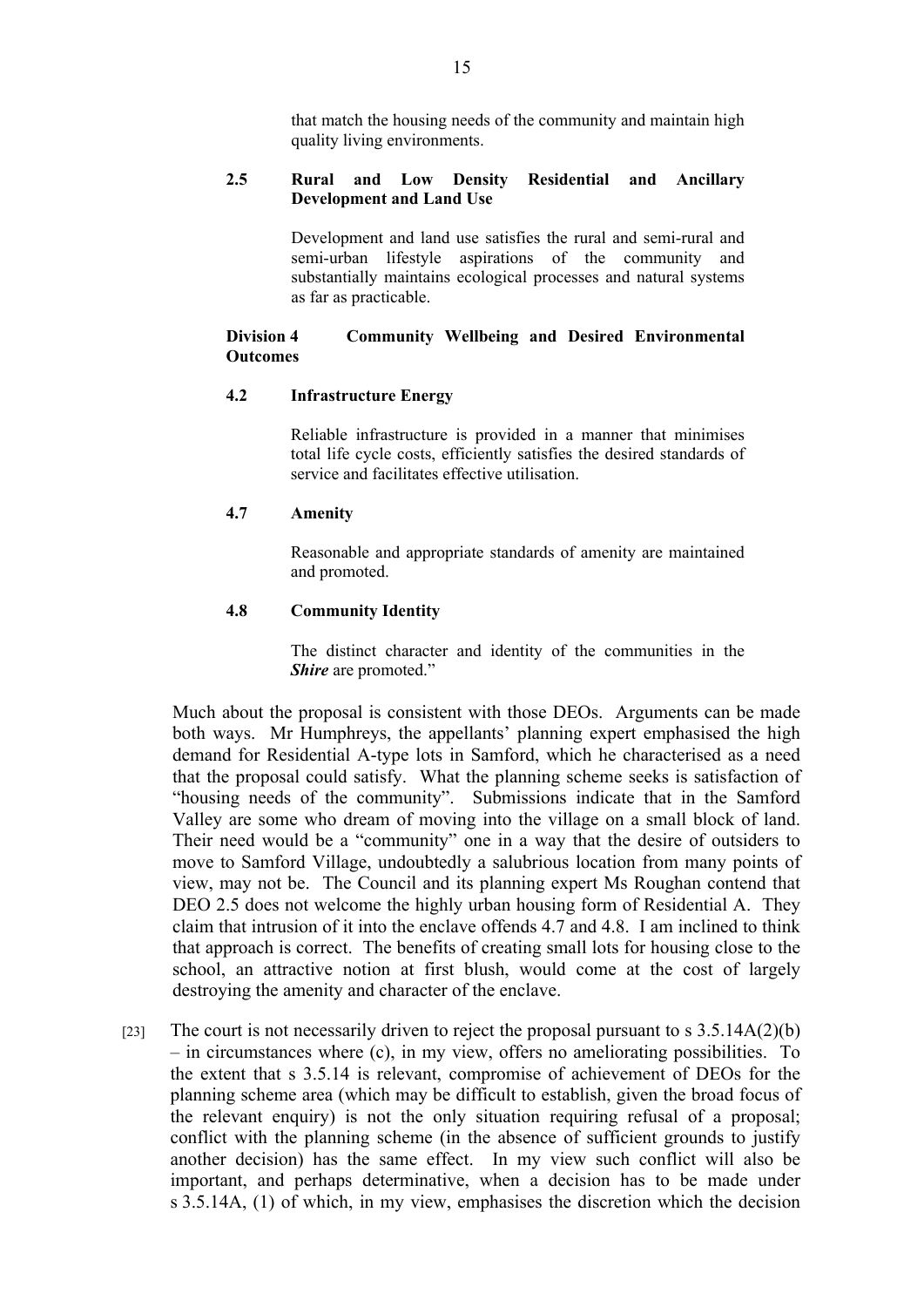that match the housing needs of the community and maintain high quality living environments.

**2.5 Rural and Low Density Residential and Ancillary Development and Land Use**

Development and land use satisfies the rural and semi-rural and semi-urban lifestyle aspirations of the community and substantially maintains ecological processes and natural systems as far as practicable.

**Division 4 Community Wellbeing and Desired Environmental Outcomes**

**4.2 Infrastructure Energy**

Reliable infrastructure is provided in a manner that minimises total life cycle costs, efficiently satisfies the desired standards of service and facilitates effective utilisation.

**4.7 Amenity**

Reasonable and appropriate standards of amenity are maintained and promoted.

**4.8 Community Identity**

The distinct character and identity of the communities in the ***Shire*** are promoted."

Much about the proposal is consistent with those DEOs. Arguments can be made both ways. Mr Humphreys, the appellants' planning expert emphasised the high demand for Residential A-type lots in Samford, which he characterised as a need that the proposal could satisfy. What the planning scheme seeks is satisfaction of "housing needs of the community". Submissions indicate that in the Samford Valley are some who dream of moving into the village on a small block of land. Their need would be a "community" one in a way that the desire of outsiders to move to Samford Village, undoubtedly a salubrious location from many points of view, may not be. The Council and its planning expert Ms Roughan contend that DEO 2.5 does not welcome the highly urban housing form of Residential A. They claim that intrusion of it into the enclave offends 4.7 and 4.8. I am inclined to think that approach is correct. The benefits of creating small lots for housing close to the school, an attractive notion at first blush, would come at the cost of largely destroying the amenity and character of the enclave.

[23] The court is not necessarily driven to reject the proposal pursuant to s 3.5.14A(2)(b) – in circumstances where (c), in my view, offers no ameliorating possibilities. To the extent that s 3.5.14 is relevant, compromise of achievement of DEOs for the planning scheme area (which may be difficult to establish, given the broad focus of the relevant enquiry) is not the only situation requiring refusal of a proposal; conflict with the planning scheme (in the absence of sufficient grounds to justify another decision) has the same effect. In my view such conflict will also be important, and perhaps determinative, when a decision has to be made under s 3.5.14A, (1) of which, in my view, emphasises the discretion which the decision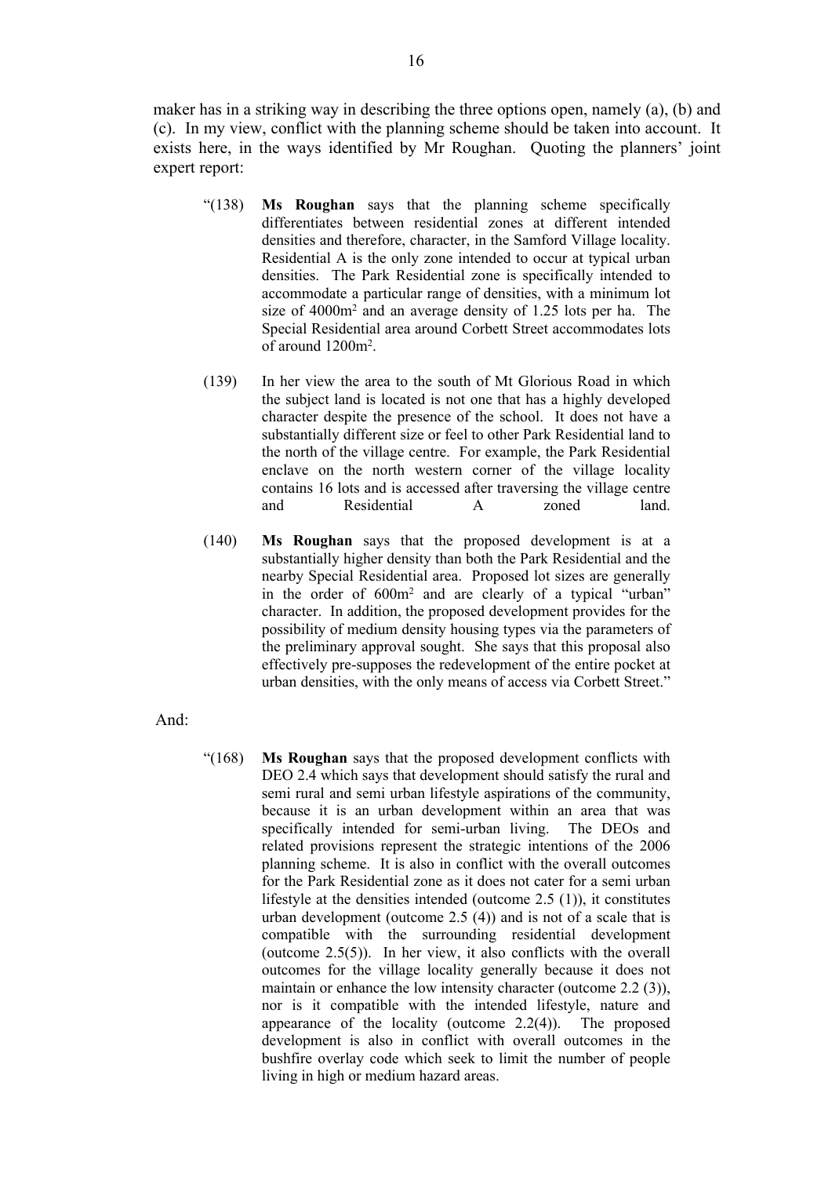maker has in a striking way in describing the three options open, namely (a), (b) and (c). In my view, conflict with the planning scheme should be taken into account. It exists here, in the ways identified by Mr Roughan. Quoting the planners' joint expert report:

> "(138) **Ms Roughan** says that the planning scheme specifically differentiates between residential zones at different intended densities and therefore, character, in the Samford Village locality. Residential A is the only zone intended to occur at typical urban densities. The Park Residential zone is specifically intended to accommodate a particular range of densities, with a minimum lot size of 4000m$^2$ and an average density of 1.25 lots per ha. The Special Residential area around Corbett Street accommodates lots of around 1200m$^2$.
>
> (139) In her view the area to the south of Mt Glorious Road in which the subject land is located is not one that has a highly developed character despite the presence of the school. It does not have a substantially different size or feel to other Park Residential land to the north of the village centre. For example, the Park Residential enclave on the north western corner of the village locality contains 16 lots and is accessed after traversing the village centre and Residential A zoned land.
>
> (140) **Ms Roughan** says that the proposed development is at a substantially higher density than both the Park Residential and the nearby Special Residential area. Proposed lot sizes are generally in the order of 600m$^2$ and are clearly of a typical "urban" character. In addition, the proposed development provides for the possibility of medium density housing types via the parameters of the preliminary approval sought. She says that this proposal also effectively pre-supposes the redevelopment of the entire pocket at urban densities, with the only means of access via Corbett Street."

And:

> "(168) **Ms Roughan** says that the proposed development conflicts with DEO 2.4 which says that development should satisfy the rural and semi rural and semi urban lifestyle aspirations of the community, because it is an urban development within an area that was specifically intended for semi-urban living. The DEOs and related provisions represent the strategic intentions of the 2006 planning scheme. It is also in conflict with the overall outcomes for the Park Residential zone as it does not cater for a semi urban lifestyle at the densities intended (outcome 2.5 (1)), it constitutes urban development (outcome 2.5 (4)) and is not of a scale that is compatible with the surrounding residential development (outcome 2.5(5)). In her view, it also conflicts with the overall outcomes for the village locality generally because it does not maintain or enhance the low intensity character (outcome 2.2 (3)), nor is it compatible with the intended lifestyle, nature and appearance of the locality (outcome 2.2(4)). The proposed development is also in conflict with overall outcomes in the bushfire overlay code which seek to limit the number of people living in high or medium hazard areas.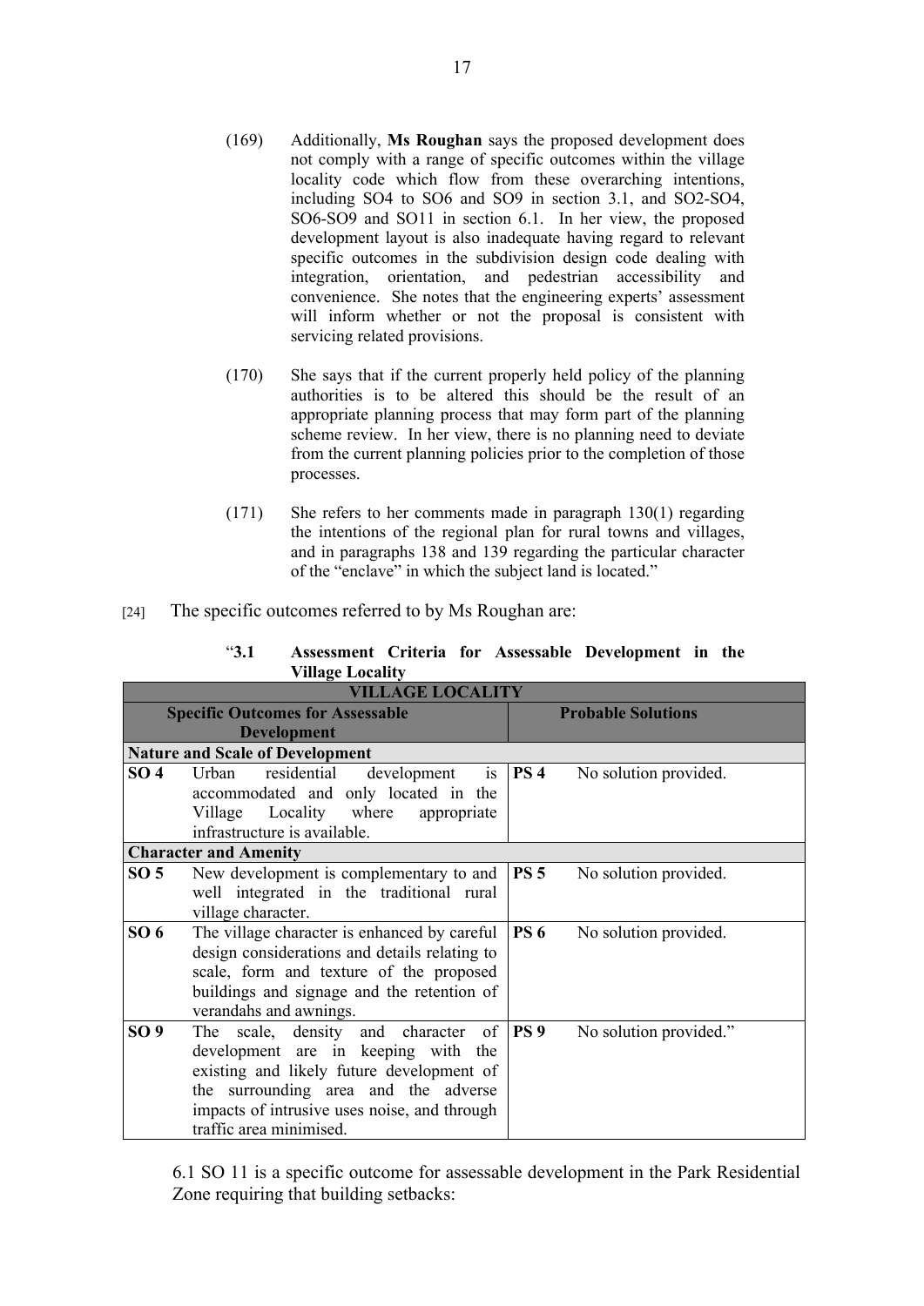(169) Additionally, **Ms Roughan** says the proposed development does not comply with a range of specific outcomes within the village locality code which flow from these overarching intentions, including SO4 to SO6 and SO9 in section 3.1, and SO2-SO4, SO6-SO9 and SO11 in section 6.1. In her view, the proposed development layout is also inadequate having regard to relevant specific outcomes in the subdivision design code dealing with integration, orientation, and pedestrian accessibility and convenience. She notes that the engineering experts' assessment will inform whether or not the proposal is consistent with servicing related provisions.

(170) She says that if the current properly held policy of the planning authorities is to be altered this should be the result of an appropriate planning process that may form part of the planning scheme review. In her view, there is no planning need to deviate from the current planning policies prior to the completion of those processes.

(171) She refers to her comments made in paragraph 130(1) regarding the intentions of the regional plan for rural towns and villages, and in paragraphs 138 and 139 regarding the particular character of the "enclave" in which the subject land is located."

[24] The specific outcomes referred to by Ms Roughan are:

"**3.1 Assessment Criteria for Assessable Development in the Village Locality**

| **VILLAGE LOCALITY** | | | |
|---|---|---|---|
| **Specific Outcomes for Assessable Development** | | **Probable Solutions** | |
| **Nature and Scale of Development** | | | |
| **SO 4** | Urban residential development is accommodated and only located in the Village Locality where appropriate infrastructure is available. | **PS 4** | No solution provided. |
| **Character and Amenity** | | | |
| **SO 5** | New development is complementary to and well integrated in the traditional rural village character. | **PS 5** | No solution provided. |
| **SO 6** | The village character is enhanced by careful design considerations and details relating to scale, form and texture of the proposed buildings and signage and the retention of verandahs and awnings. | **PS 6** | No solution provided. |
| **SO 9** | The scale, density and character of development are in keeping with the existing and likely future development of the surrounding area and the adverse impacts of intrusive uses noise, and through traffic area minimised. | **PS 9** | No solution provided." |

6.1 SO 11 is a specific outcome for assessable development in the Park Residential Zone requiring that building setbacks: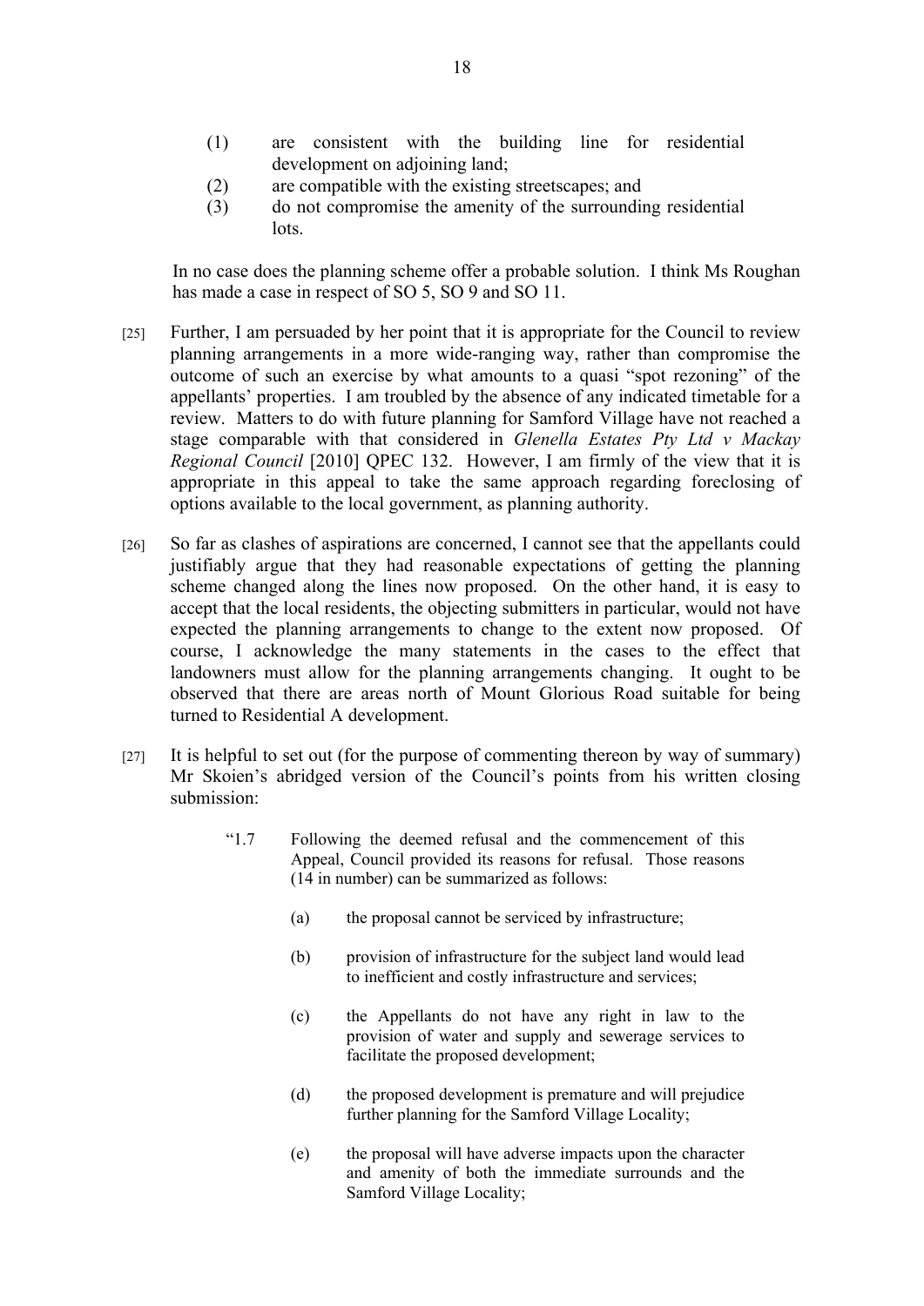(1) are consistent with the building line for residential development on adjoining land;

(2) are compatible with the existing streetscapes; and

(3) do not compromise the amenity of the surrounding residential lots.

In no case does the planning scheme offer a probable solution. I think Ms Roughan has made a case in respect of SO 5, SO 9 and SO 11.

[25] Further, I am persuaded by her point that it is appropriate for the Council to review planning arrangements in a more wide-ranging way, rather than compromise the outcome of such an exercise by what amounts to a quasi "spot rezoning" of the appellants' properties. I am troubled by the absence of any indicated timetable for a review. Matters to do with future planning for Samford Village have not reached a stage comparable with that considered in *Glenella Estates Pty Ltd v Mackay Regional Council* [2010] QPEC 132. However, I am firmly of the view that it is appropriate in this appeal to take the same approach regarding foreclosing of options available to the local government, as planning authority.

[26] So far as clashes of aspirations are concerned, I cannot see that the appellants could justifiably argue that they had reasonable expectations of getting the planning scheme changed along the lines now proposed. On the other hand, it is easy to accept that the local residents, the objecting submitters in particular, would not have expected the planning arrangements to change to the extent now proposed. Of course, I acknowledge the many statements in the cases to the effect that landowners must allow for the planning arrangements changing. It ought to be observed that there are areas north of Mount Glorious Road suitable for being turned to Residential A development.

[27] It is helpful to set out (for the purpose of commenting thereon by way of summary) Mr Skoien's abridged version of the Council's points from his written closing submission:

> "1.7 Following the deemed refusal and the commencement of this Appeal, Council provided its reasons for refusal. Those reasons (14 in number) can be summarized as follows:
>
> (a) the proposal cannot be serviced by infrastructure;
>
> (b) provision of infrastructure for the subject land would lead to inefficient and costly infrastructure and services;
>
> (c) the Appellants do not have any right in law to the provision of water and supply and sewerage services to facilitate the proposed development;
>
> (d) the proposed development is premature and will prejudice further planning for the Samford Village Locality;
>
> (e) the proposal will have adverse impacts upon the character and amenity of both the immediate surrounds and the Samford Village Locality;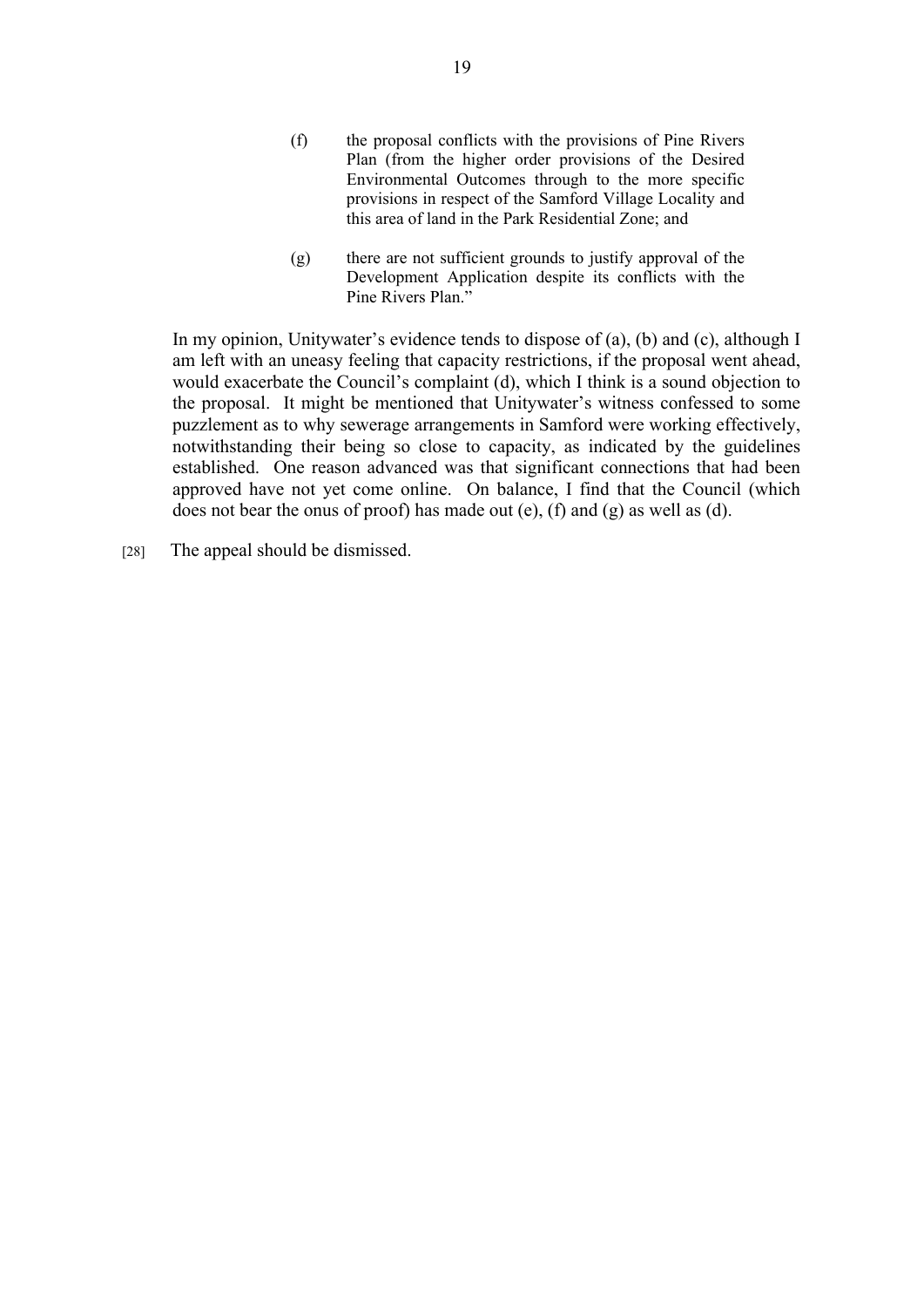> (f) the proposal conflicts with the provisions of Pine Rivers Plan (from the higher order provisions of the Desired Environmental Outcomes through to the more specific provisions in respect of the Samford Village Locality and this area of land in the Park Residential Zone; and
>
> (g) there are not sufficient grounds to justify approval of the Development Application despite its conflicts with the Pine Rivers Plan."

In my opinion, Unitywater's evidence tends to dispose of (a), (b) and (c), although I am left with an uneasy feeling that capacity restrictions, if the proposal went ahead, would exacerbate the Council's complaint (d), which I think is a sound objection to the proposal. It might be mentioned that Unitywater's witness confessed to some puzzlement as to why sewerage arrangements in Samford were working effectively, notwithstanding their being so close to capacity, as indicated by the guidelines established. One reason advanced was that significant connections that had been approved have not yet come online. On balance, I find that the Council (which does not bear the onus of proof) has made out (e), (f) and (g) as well as (d).

[28] The appeal should be dismissed.